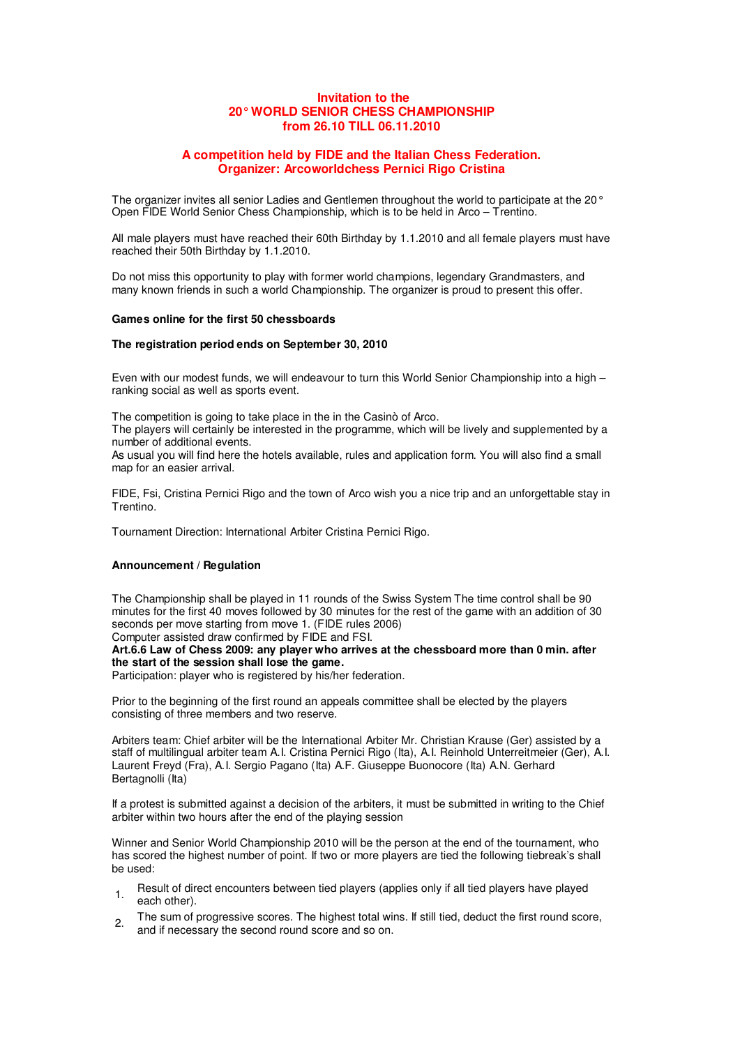# Invitation to the 20° WORLD SENIOR CHESS CHAMPIONSHIP from 26.10 TILL 06.11.2010

## A competition held by FIDE and the Italian Chess Federation. Organizer: Arcoworldchess Pernici Rigo Cristina

The organizer invites all senior Ladies and Gentlemen throughout the world to participate at the 20° Open FIDE World Senior Chess Championship, which is to be held in Arco – Trentino.

All male players must have reached their 60th Birthday by 1.1.2010 and all female players must have reached their 50th Birthday by 1.1.2010.

Do not miss this opportunity to play with former world champions, legendary Grandmasters, and many known friends in such a world Championship. The organizer is proud to present this offer.

**Games online for the first 50 chessboards**

**The registration period ends on September 30, 2010**

Even with our modest funds, we will endeavour to turn this World Senior Championship into a high – ranking social as well as sports event.

The competition is going to take place in the in the Casinò of Arco.
The players will certainly be interested in the programme, which will be lively and supplemented by a number of additional events.
As usual you will find here the hotels available, rules and application form. You will also find a small map for an easier arrival.

FIDE, Fsi, Cristina Pernici Rigo and the town of Arco wish you a nice trip and an unforgettable stay in Trentino.

Tournament Direction: International Arbiter Cristina Pernici Rigo.

**Announcement / Regulation**

The Championship shall be played in 11 rounds of the Swiss System The time control shall be 90 minutes for the first 40 moves followed by 30 minutes for the rest of the game with an addition of 30 seconds per move starting from move 1. (FIDE rules 2006)
Computer assisted draw confirmed by FIDE and FSI.
**Art.6.6 Law of Chess 2009: any player who arrives at the chessboard more than 0 min. after the start of the session shall lose the game.**
Participation: player who is registered by his/her federation.

Prior to the beginning of the first round an appeals committee shall be elected by the players consisting of three members and two reserve.

Arbiters team: Chief arbiter will be the International Arbiter Mr. Christian Krause (Ger) assisted by a staff of multilingual arbiter team A.I. Cristina Pernici Rigo (Ita), A.I. Reinhold Unterreitmeier (Ger), A.I. Laurent Freyd (Fra), A.I. Sergio Pagano (Ita) A.F. Giuseppe Buonocore (Ita) A.N. Gerhard Bertagnolli (Ita)

If a protest is submitted against a decision of the arbiters, it must be submitted in writing to the Chief arbiter within two hours after the end of the playing session

Winner and Senior World Championship 2010 will be the person at the end of the tournament, who has scored the highest number of point. If two or more players are tied the following tiebreak's shall be used:

1. Result of direct encounters between tied players (applies only if all tied players have played each other).
2. The sum of progressive scores. The highest total wins. If still tied, deduct the first round score, and if necessary the second round score and so on.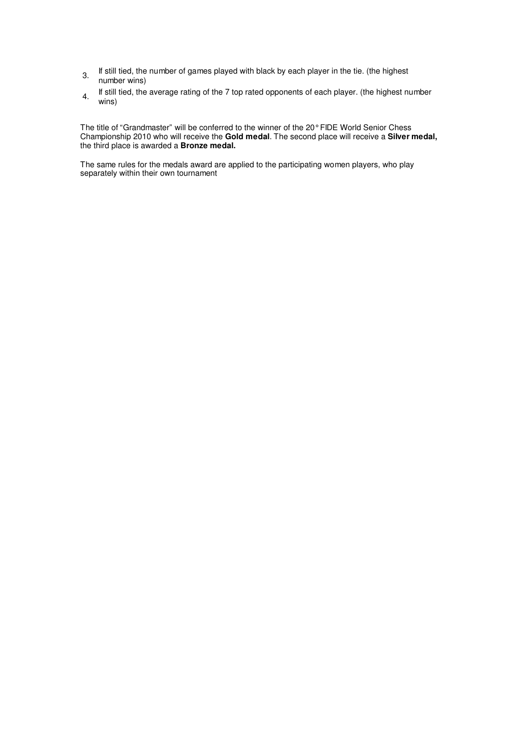3. If still tied, the number of games played with black by each player in the tie. (the highest number wins)
4. If still tied, the average rating of the 7 top rated opponents of each player. (the highest number wins)

The title of "Grandmaster" will be conferred to the winner of the 20° FIDE World Senior Chess Championship 2010 who will receive the **Gold medal**. The second place will receive a **Silver medal,** the third place is awarded a **Bronze medal.**

The same rules for the medals award are applied to the participating women players, who play separately within their own tournament